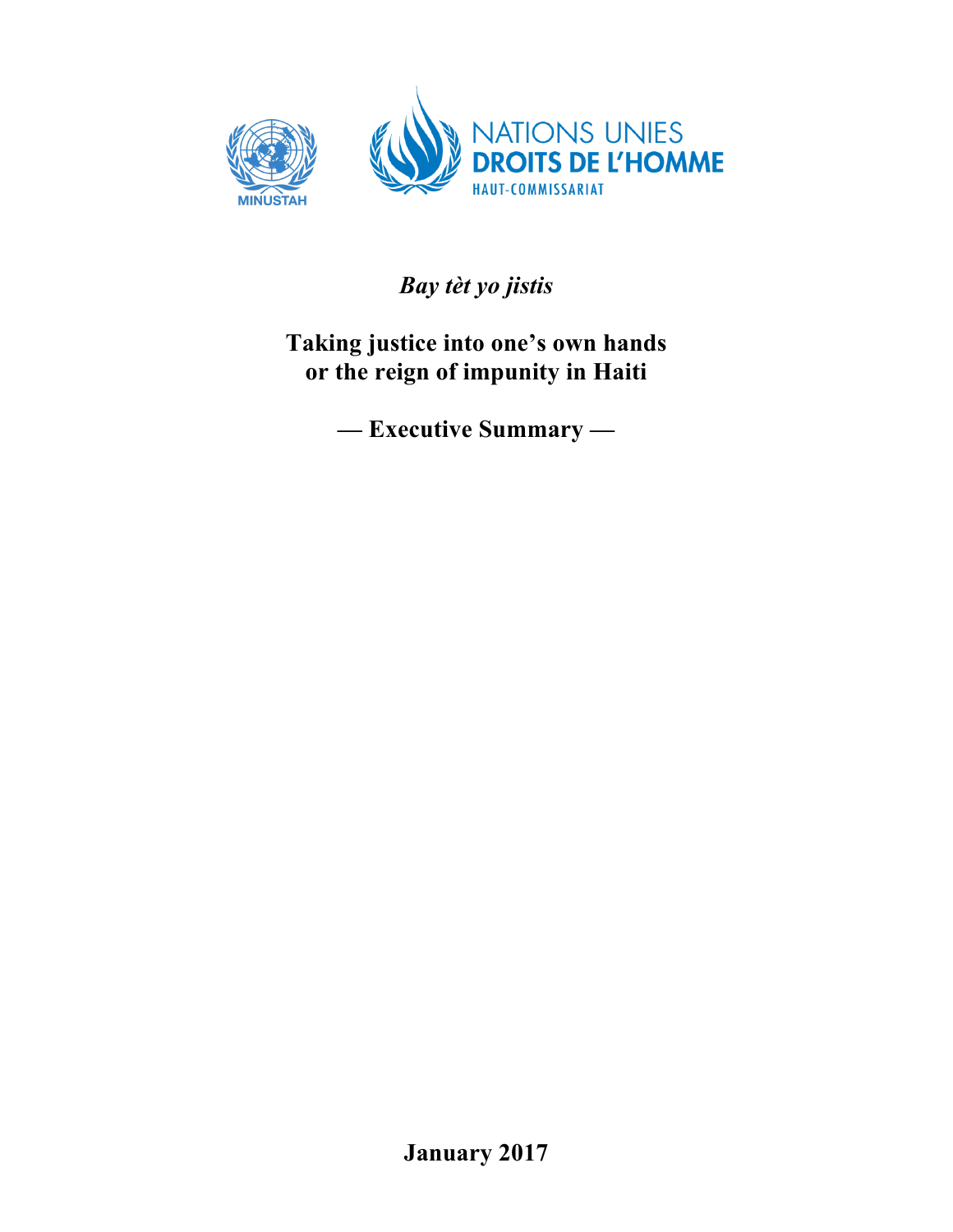MINUSTAH

NATIONS UNIES
DROITS DE L'HOMME
HAUT-COMMISSARIAT

*Bay tèt yo jistis*

# Taking justice into one's own hands or the reign of impunity in Haiti

## — Executive Summary —

**January 2017**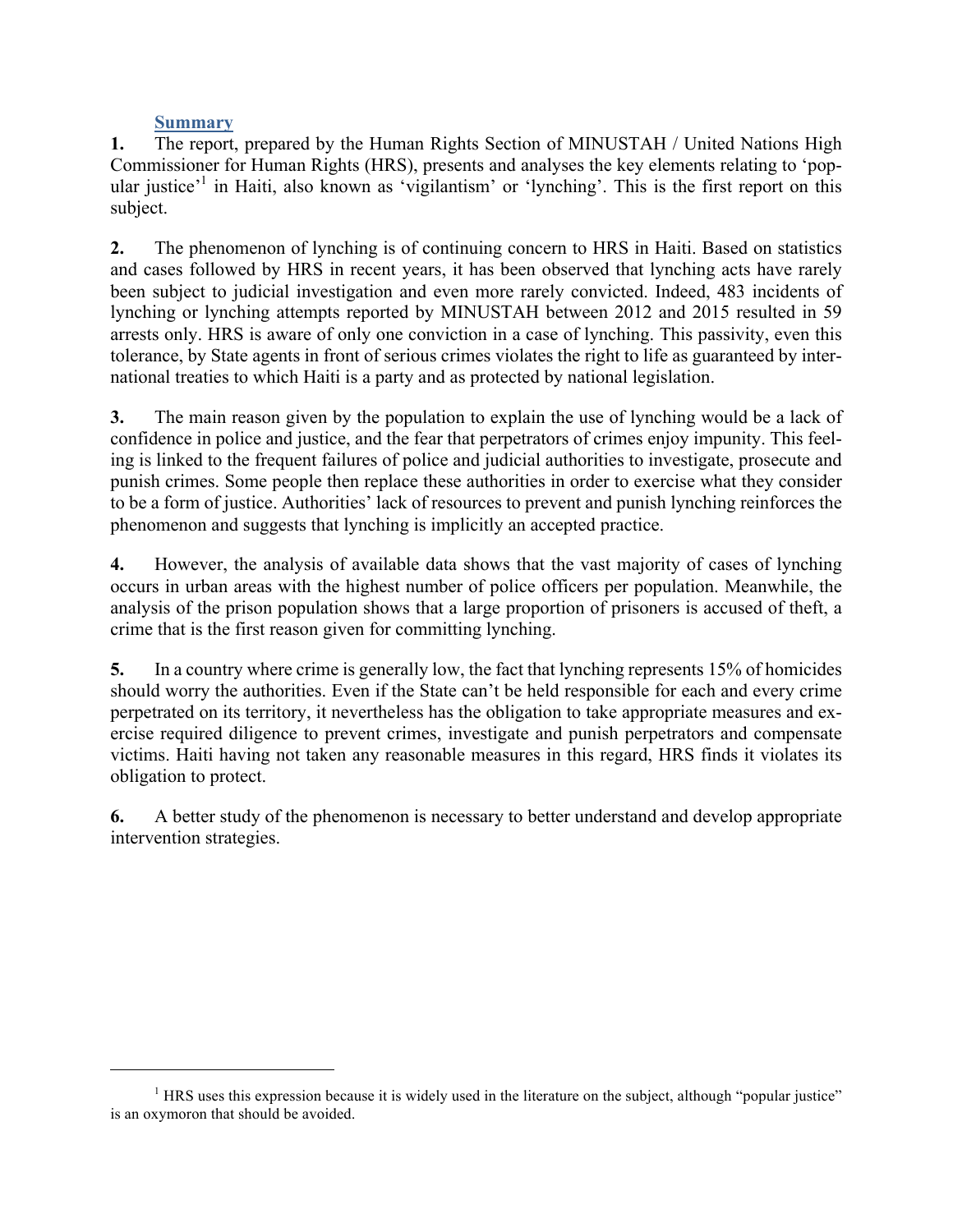## Summary

**1.** The report, prepared by the Human Rights Section of MINUSTAH / United Nations High Commissioner for Human Rights (HRS), presents and analyses the key elements relating to 'popular justice'[1] in Haiti, also known as 'vigilantism' or 'lynching'. This is the first report on this subject.

**2.** The phenomenon of lynching is of continuing concern to HRS in Haiti. Based on statistics and cases followed by HRS in recent years, it has been observed that lynching acts have rarely been subject to judicial investigation and even more rarely convicted. Indeed, 483 incidents of lynching or lynching attempts reported by MINUSTAH between 2012 and 2015 resulted in 59 arrests only. HRS is aware of only one conviction in a case of lynching. This passivity, even this tolerance, by State agents in front of serious crimes violates the right to life as guaranteed by international treaties to which Haiti is a party and as protected by national legislation.

**3.** The main reason given by the population to explain the use of lynching would be a lack of confidence in police and justice, and the fear that perpetrators of crimes enjoy impunity. This feeling is linked to the frequent failures of police and judicial authorities to investigate, prosecute and punish crimes. Some people then replace these authorities in order to exercise what they consider to be a form of justice. Authorities' lack of resources to prevent and punish lynching reinforces the phenomenon and suggests that lynching is implicitly an accepted practice.

**4.** However, the analysis of available data shows that the vast majority of cases of lynching occurs in urban areas with the highest number of police officers per population. Meanwhile, the analysis of the prison population shows that a large proportion of prisoners is accused of theft, a crime that is the first reason given for committing lynching.

**5.** In a country where crime is generally low, the fact that lynching represents 15% of homicides should worry the authorities. Even if the State can't be held responsible for each and every crime perpetrated on its territory, it nevertheless has the obligation to take appropriate measures and exercise required diligence to prevent crimes, investigate and punish perpetrators and compensate victims. Haiti having not taken any reasonable measures in this regard, HRS finds it violates its obligation to protect.

**6.** A better study of the phenomenon is necessary to better understand and develop appropriate intervention strategies.

[1] HRS uses this expression because it is widely used in the literature on the subject, although "popular justice" is an oxymoron that should be avoided.